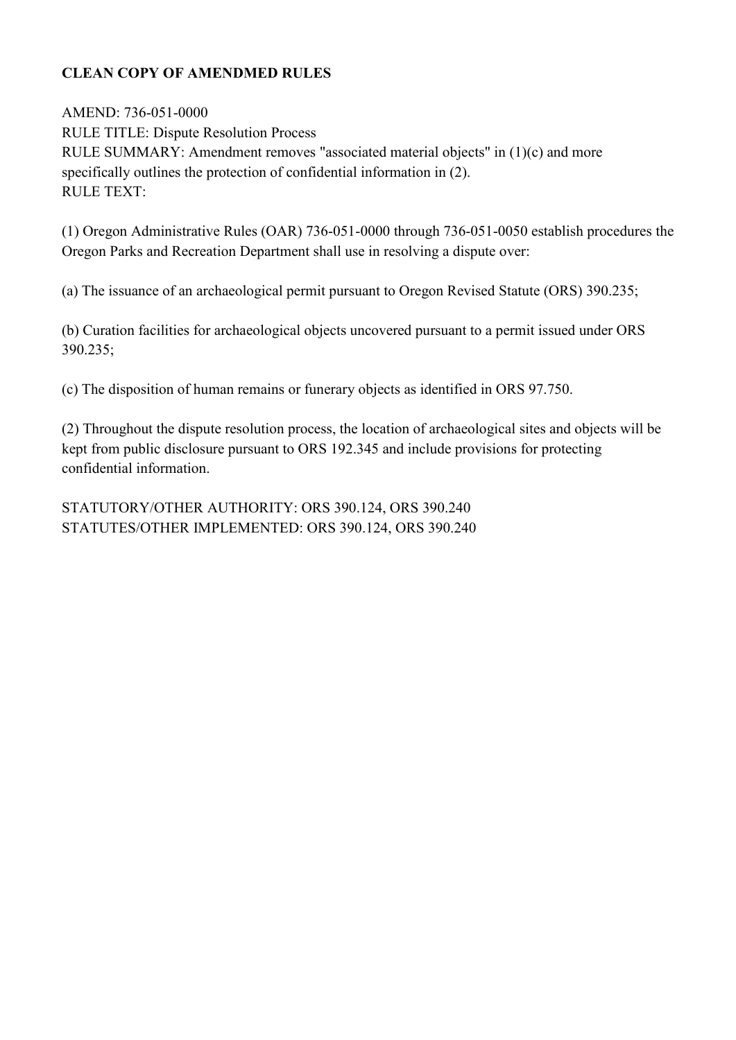**CLEAN COPY OF AMENDMED RULES**

AMEND: 736-051-0000
RULE TITLE: Dispute Resolution Process
RULE SUMMARY: Amendment removes "associated material objects" in (1)(c) and more specifically outlines the protection of confidential information in (2).
RULE TEXT:

(1) Oregon Administrative Rules (OAR) 736-051-0000 through 736-051-0050 establish procedures the Oregon Parks and Recreation Department shall use in resolving a dispute over:

(a) The issuance of an archaeological permit pursuant to Oregon Revised Statute (ORS) 390.235;

(b) Curation facilities for archaeological objects uncovered pursuant to a permit issued under ORS 390.235;

(c) The disposition of human remains or funerary objects as identified in ORS 97.750.

(2) Throughout the dispute resolution process, the location of archaeological sites and objects will be kept from public disclosure pursuant to ORS 192.345 and include provisions for protecting confidential information.

STATUTORY/OTHER AUTHORITY: ORS 390.124, ORS 390.240
STATUTES/OTHER IMPLEMENTED: ORS 390.124, ORS 390.240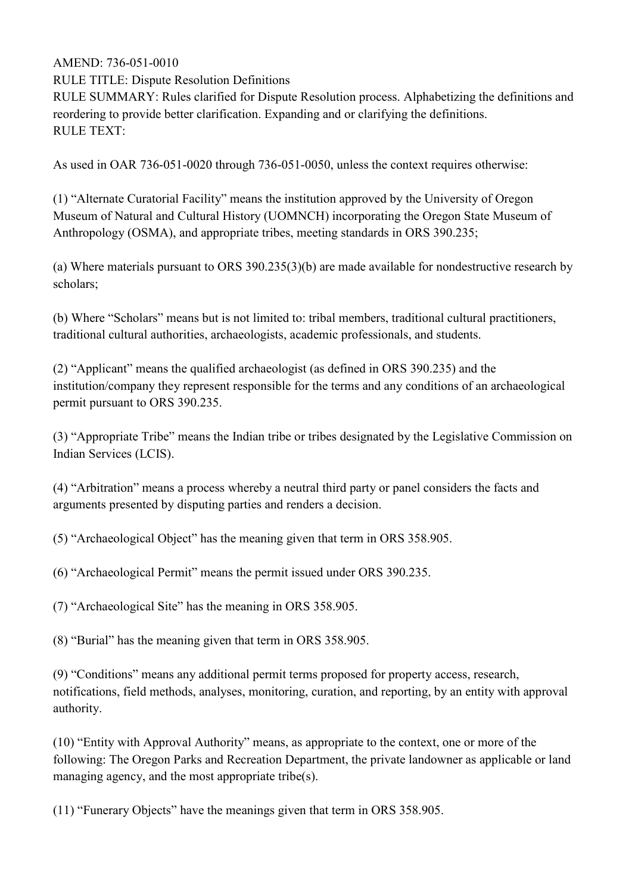AMEND: 736-051-0010

RULE TITLE: Dispute Resolution Definitions

RULE SUMMARY: Rules clarified for Dispute Resolution process. Alphabetizing the definitions and reordering to provide better clarification. Expanding and or clarifying the definitions.

RULE TEXT:

As used in OAR 736-051-0020 through 736-051-0050, unless the context requires otherwise:

(1) "Alternate Curatorial Facility" means the institution approved by the University of Oregon Museum of Natural and Cultural History (UOMNCH) incorporating the Oregon State Museum of Anthropology (OSMA), and appropriate tribes, meeting standards in ORS 390.235;

(a) Where materials pursuant to ORS 390.235(3)(b) are made available for nondestructive research by scholars;

(b) Where "Scholars" means but is not limited to: tribal members, traditional cultural practitioners, traditional cultural authorities, archaeologists, academic professionals, and students.

(2) "Applicant" means the qualified archaeologist (as defined in ORS 390.235) and the institution/company they represent responsible for the terms and any conditions of an archaeological permit pursuant to ORS 390.235.

(3) "Appropriate Tribe" means the Indian tribe or tribes designated by the Legislative Commission on Indian Services (LCIS).

(4) "Arbitration" means a process whereby a neutral third party or panel considers the facts and arguments presented by disputing parties and renders a decision.

(5) "Archaeological Object" has the meaning given that term in ORS 358.905.

(6) "Archaeological Permit" means the permit issued under ORS 390.235.

(7) "Archaeological Site" has the meaning in ORS 358.905.

(8) "Burial" has the meaning given that term in ORS 358.905.

(9) "Conditions" means any additional permit terms proposed for property access, research, notifications, field methods, analyses, monitoring, curation, and reporting, by an entity with approval authority.

(10) "Entity with Approval Authority" means, as appropriate to the context, one or more of the following: The Oregon Parks and Recreation Department, the private landowner as applicable or land managing agency, and the most appropriate tribe(s).

(11) "Funerary Objects" have the meanings given that term in ORS 358.905.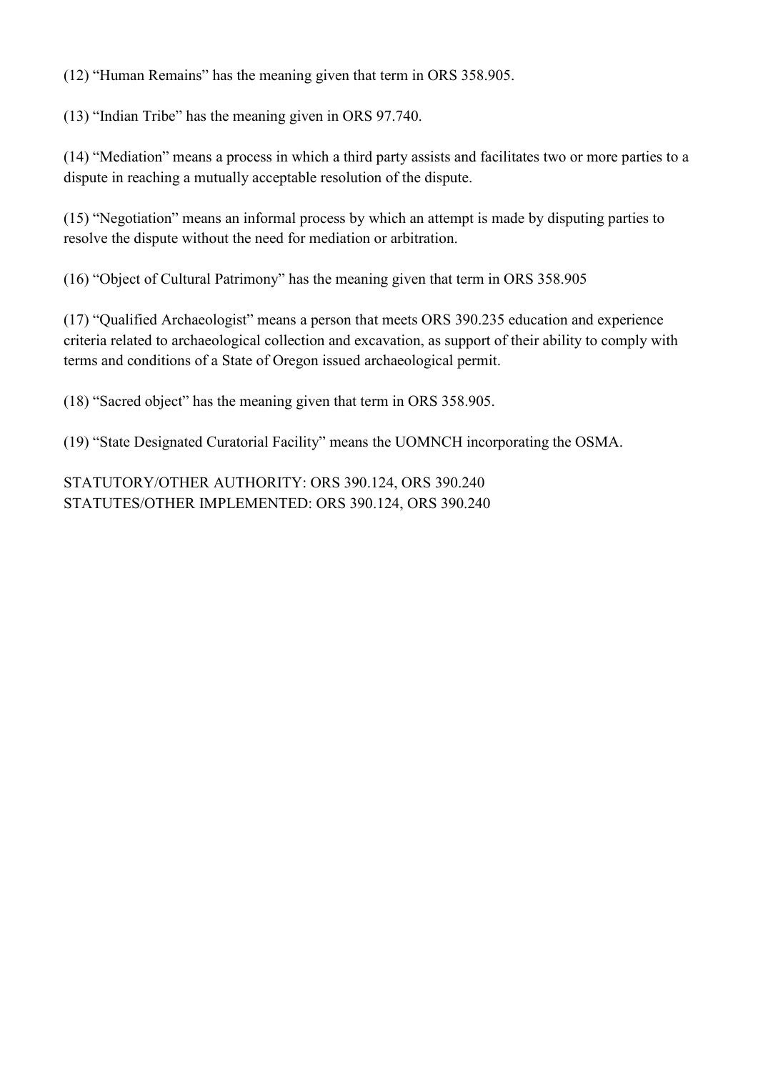(12) “Human Remains” has the meaning given that term in ORS 358.905.

(13) “Indian Tribe” has the meaning given in ORS 97.740.

(14) “Mediation” means a process in which a third party assists and facilitates two or more parties to a dispute in reaching a mutually acceptable resolution of the dispute.

(15) “Negotiation” means an informal process by which an attempt is made by disputing parties to resolve the dispute without the need for mediation or arbitration.

(16) “Object of Cultural Patrimony” has the meaning given that term in ORS 358.905

(17) “Qualified Archaeologist” means a person that meets ORS 390.235 education and experience criteria related to archaeological collection and excavation, as support of their ability to comply with terms and conditions of a State of Oregon issued archaeological permit.

(18) “Sacred object” has the meaning given that term in ORS 358.905.

(19) “State Designated Curatorial Facility” means the UOMNCH incorporating the OSMA.

STATUTORY/OTHER AUTHORITY: ORS 390.124, ORS 390.240
STATUTES/OTHER IMPLEMENTED: ORS 390.124, ORS 390.240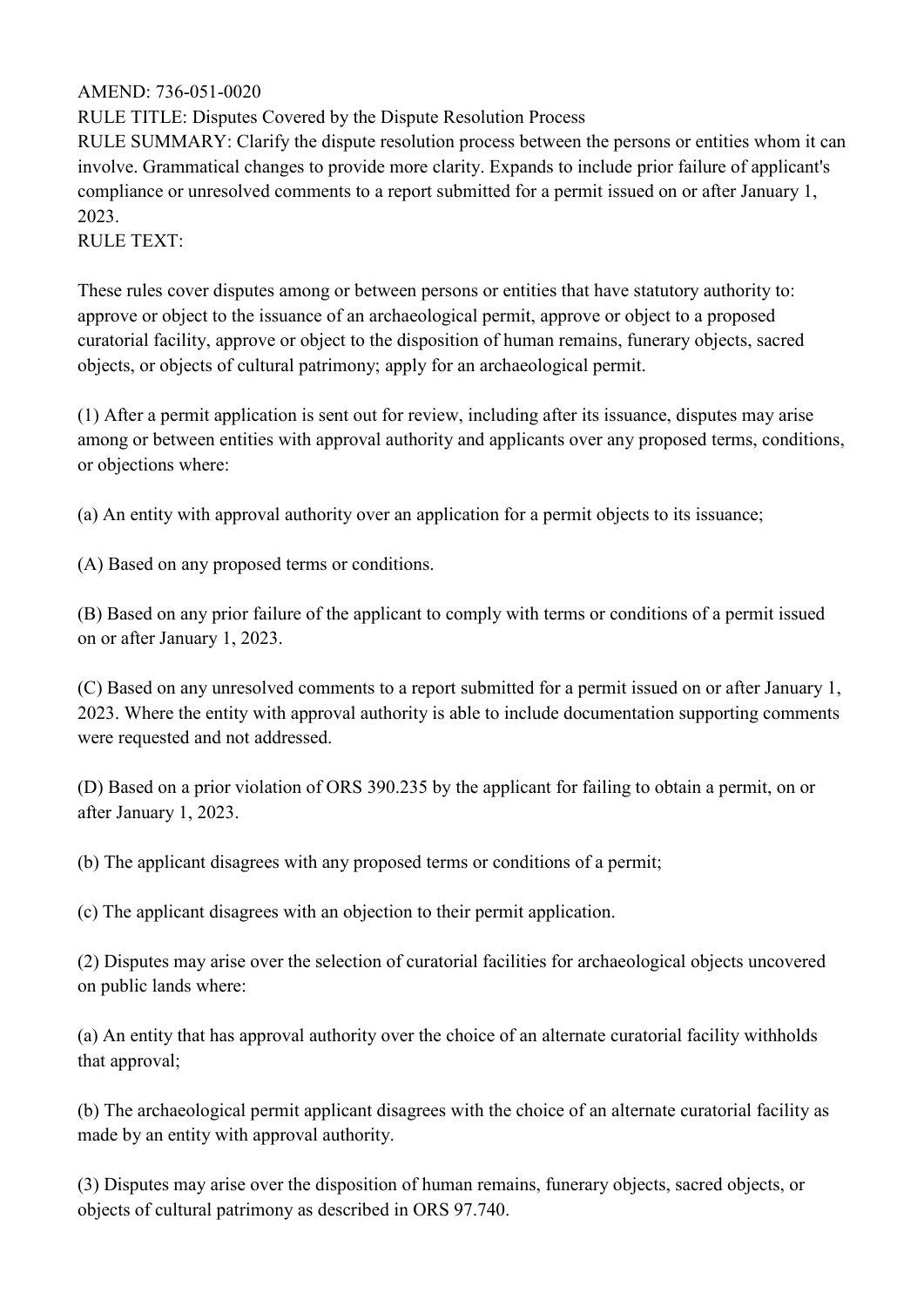AMEND: 736-051-0020

RULE TITLE: Disputes Covered by the Dispute Resolution Process

RULE SUMMARY: Clarify the dispute resolution process between the persons or entities whom it can involve. Grammatical changes to provide more clarity. Expands to include prior failure of applicant's compliance or unresolved comments to a report submitted for a permit issued on or after January 1, 2023.

RULE TEXT:

These rules cover disputes among or between persons or entities that have statutory authority to: approve or object to the issuance of an archaeological permit, approve or object to a proposed curatorial facility, approve or object to the disposition of human remains, funerary objects, sacred objects, or objects of cultural patrimony; apply for an archaeological permit.

(1) After a permit application is sent out for review, including after its issuance, disputes may arise among or between entities with approval authority and applicants over any proposed terms, conditions, or objections where:

(a) An entity with approval authority over an application for a permit objects to its issuance;

(A) Based on any proposed terms or conditions.

(B) Based on any prior failure of the applicant to comply with terms or conditions of a permit issued on or after January 1, 2023.

(C) Based on any unresolved comments to a report submitted for a permit issued on or after January 1, 2023. Where the entity with approval authority is able to include documentation supporting comments were requested and not addressed.

(D) Based on a prior violation of ORS 390.235 by the applicant for failing to obtain a permit, on or after January 1, 2023.

(b) The applicant disagrees with any proposed terms or conditions of a permit;

(c) The applicant disagrees with an objection to their permit application.

(2) Disputes may arise over the selection of curatorial facilities for archaeological objects uncovered on public lands where:

(a) An entity that has approval authority over the choice of an alternate curatorial facility withholds that approval;

(b) The archaeological permit applicant disagrees with the choice of an alternate curatorial facility as made by an entity with approval authority.

(3) Disputes may arise over the disposition of human remains, funerary objects, sacred objects, or objects of cultural patrimony as described in ORS 97.740.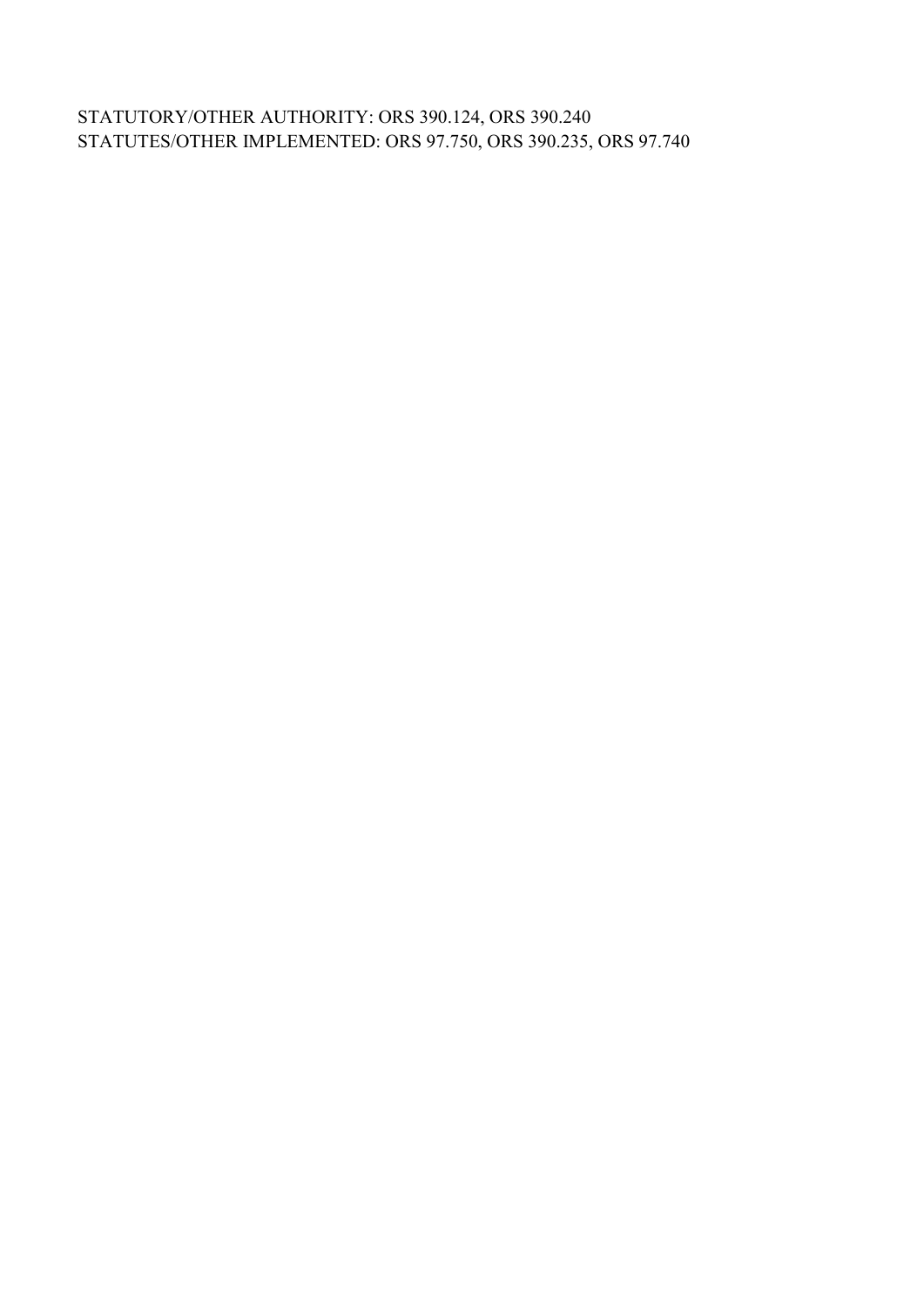STATUTORY/OTHER AUTHORITY: ORS 390.124, ORS 390.240
STATUTES/OTHER IMPLEMENTED: ORS 97.750, ORS 390.235, ORS 97.740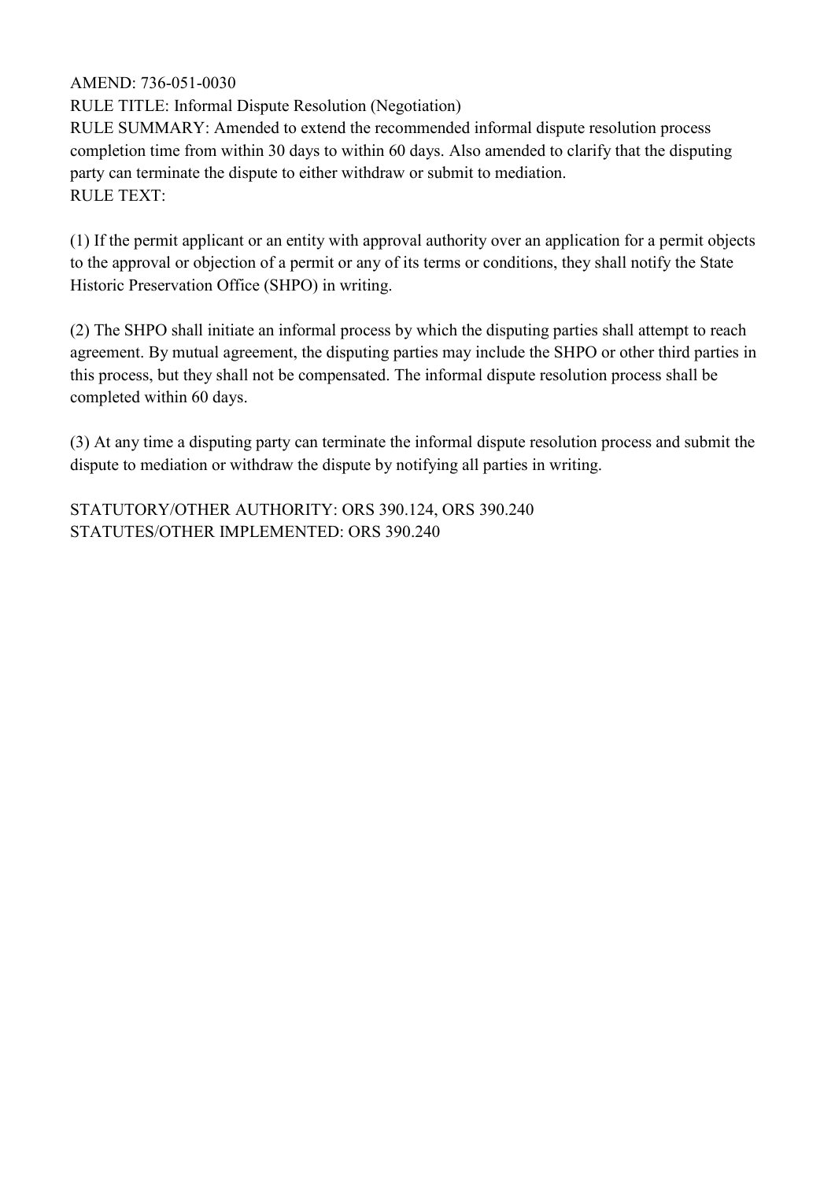AMEND: 736-051-0030

RULE TITLE: Informal Dispute Resolution (Negotiation)

RULE SUMMARY: Amended to extend the recommended informal dispute resolution process completion time from within 30 days to within 60 days. Also amended to clarify that the disputing party can terminate the dispute to either withdraw or submit to mediation.

RULE TEXT:

(1) If the permit applicant or an entity with approval authority over an application for a permit objects to the approval or objection of a permit or any of its terms or conditions, they shall notify the State Historic Preservation Office (SHPO) in writing.

(2) The SHPO shall initiate an informal process by which the disputing parties shall attempt to reach agreement. By mutual agreement, the disputing parties may include the SHPO or other third parties in this process, but they shall not be compensated. The informal dispute resolution process shall be completed within 60 days.

(3) At any time a disputing party can terminate the informal dispute resolution process and submit the dispute to mediation or withdraw the dispute by notifying all parties in writing.

STATUTORY/OTHER AUTHORITY: ORS 390.124, ORS 390.240

STATUTES/OTHER IMPLEMENTED: ORS 390.240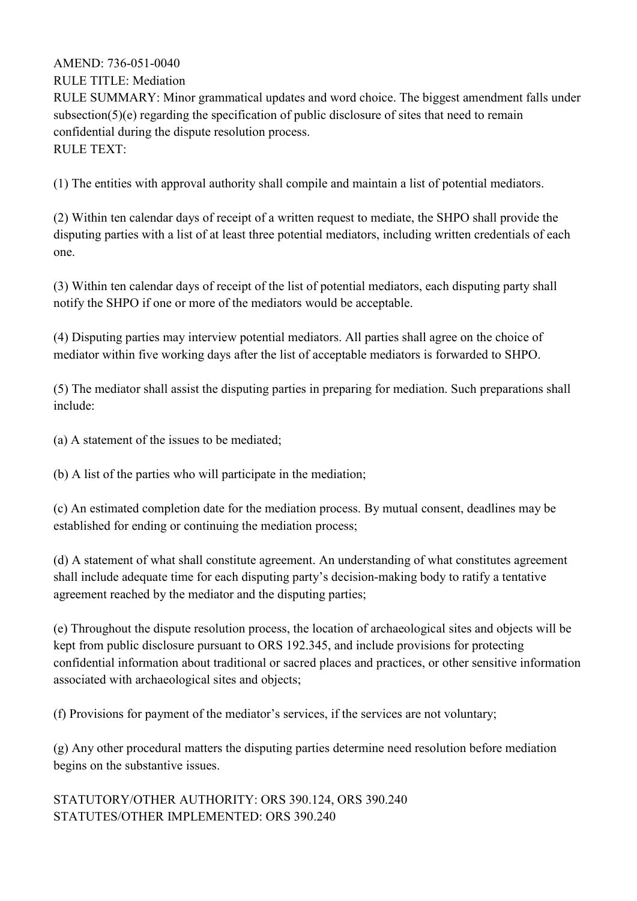AMEND: 736-051-0040

RULE TITLE: Mediation

RULE SUMMARY: Minor grammatical updates and word choice. The biggest amendment falls under subsection(5)(e) regarding the specification of public disclosure of sites that need to remain confidential during the dispute resolution process.

RULE TEXT:

(1) The entities with approval authority shall compile and maintain a list of potential mediators.

(2) Within ten calendar days of receipt of a written request to mediate, the SHPO shall provide the disputing parties with a list of at least three potential mediators, including written credentials of each one.

(3) Within ten calendar days of receipt of the list of potential mediators, each disputing party shall notify the SHPO if one or more of the mediators would be acceptable.

(4) Disputing parties may interview potential mediators. All parties shall agree on the choice of mediator within five working days after the list of acceptable mediators is forwarded to SHPO.

(5) The mediator shall assist the disputing parties in preparing for mediation. Such preparations shall include:

(a) A statement of the issues to be mediated;

(b) A list of the parties who will participate in the mediation;

(c) An estimated completion date for the mediation process. By mutual consent, deadlines may be established for ending or continuing the mediation process;

(d) A statement of what shall constitute agreement. An understanding of what constitutes agreement shall include adequate time for each disputing party's decision-making body to ratify a tentative agreement reached by the mediator and the disputing parties;

(e) Throughout the dispute resolution process, the location of archaeological sites and objects will be kept from public disclosure pursuant to ORS 192.345, and include provisions for protecting confidential information about traditional or sacred places and practices, or other sensitive information associated with archaeological sites and objects;

(f) Provisions for payment of the mediator's services, if the services are not voluntary;

(g) Any other procedural matters the disputing parties determine need resolution before mediation begins on the substantive issues.

STATUTORY/OTHER AUTHORITY: ORS 390.124, ORS 390.240

STATUTES/OTHER IMPLEMENTED: ORS 390.240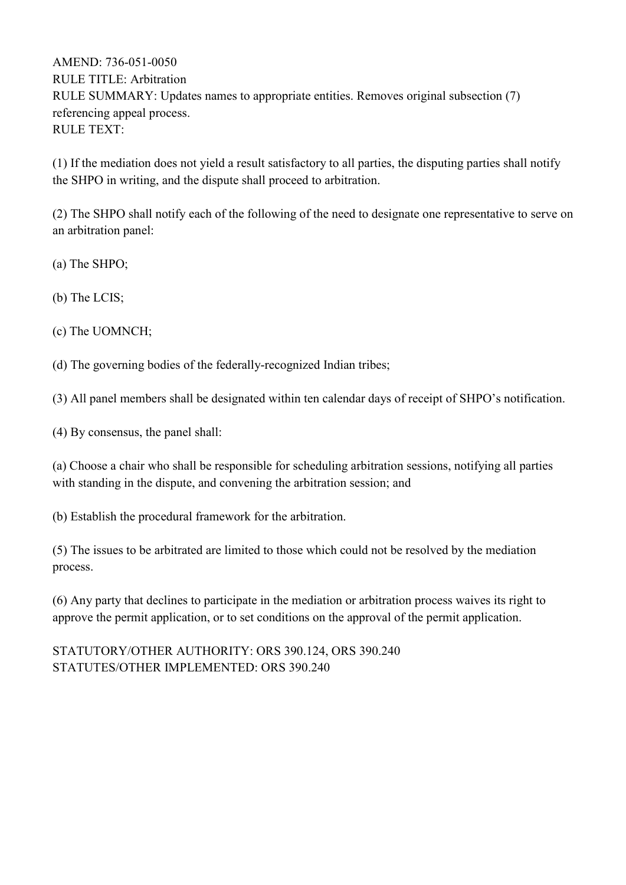AMEND: 736-051-0050
RULE TITLE: Arbitration
RULE SUMMARY: Updates names to appropriate entities. Removes original subsection (7) referencing appeal process.
RULE TEXT:

(1) If the mediation does not yield a result satisfactory to all parties, the disputing parties shall notify the SHPO in writing, and the dispute shall proceed to arbitration.

(2) The SHPO shall notify each of the following of the need to designate one representative to serve on an arbitration panel:

(a) The SHPO;

(b) The LCIS;

(c) The UOMNCH;

(d) The governing bodies of the federally-recognized Indian tribes;

(3) All panel members shall be designated within ten calendar days of receipt of SHPO's notification.

(4) By consensus, the panel shall:

(a) Choose a chair who shall be responsible for scheduling arbitration sessions, notifying all parties with standing in the dispute, and convening the arbitration session; and

(b) Establish the procedural framework for the arbitration.

(5) The issues to be arbitrated are limited to those which could not be resolved by the mediation process.

(6) Any party that declines to participate in the mediation or arbitration process waives its right to approve the permit application, or to set conditions on the approval of the permit application.

STATUTORY/OTHER AUTHORITY: ORS 390.124, ORS 390.240
STATUTES/OTHER IMPLEMENTED: ORS 390.240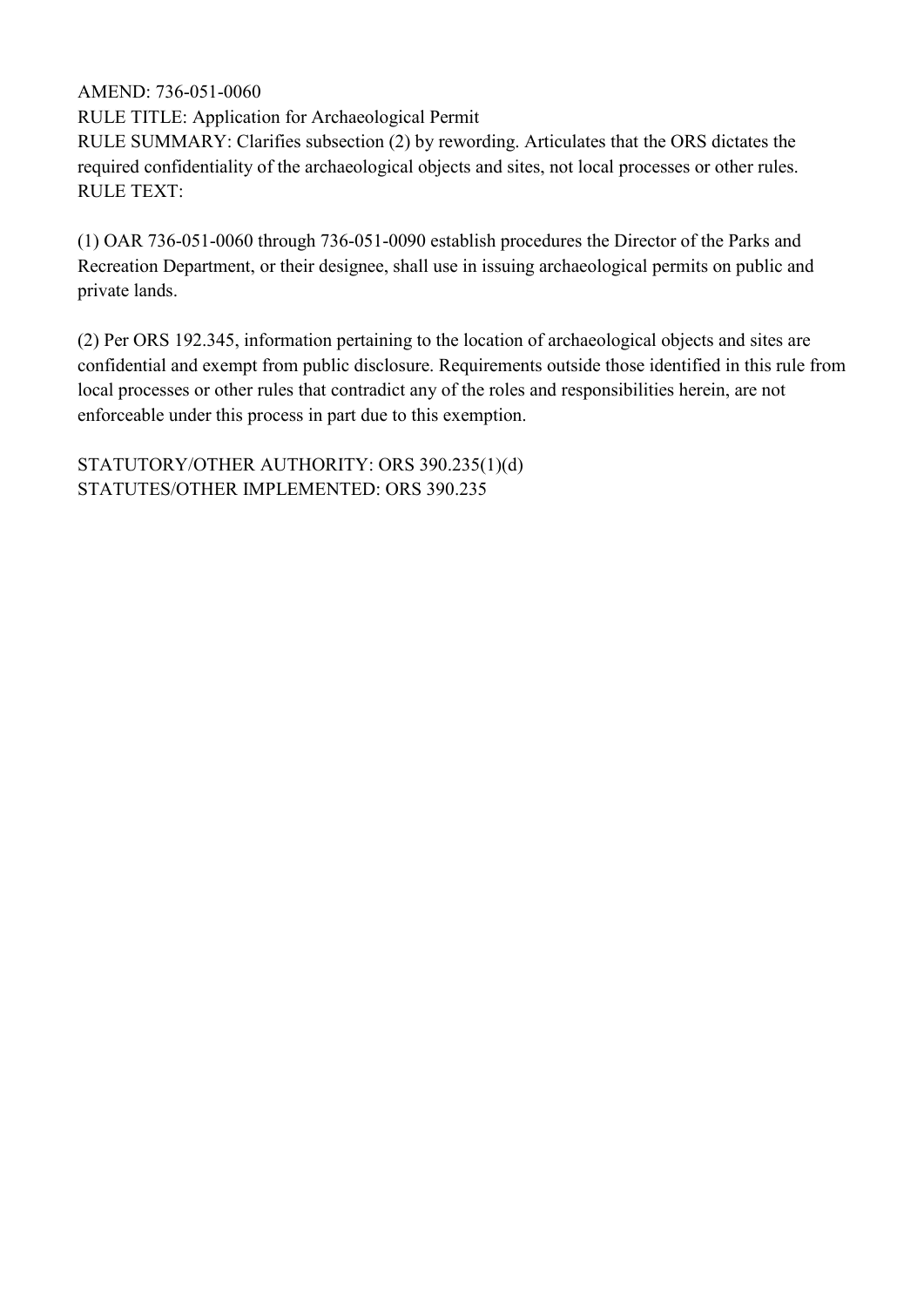AMEND: 736-051-0060
RULE TITLE: Application for Archaeological Permit
RULE SUMMARY: Clarifies subsection (2) by rewording. Articulates that the ORS dictates the required confidentiality of the archaeological objects and sites, not local processes or other rules.
RULE TEXT:

(1) OAR 736-051-0060 through 736-051-0090 establish procedures the Director of the Parks and Recreation Department, or their designee, shall use in issuing archaeological permits on public and private lands.

(2) Per ORS 192.345, information pertaining to the location of archaeological objects and sites are confidential and exempt from public disclosure. Requirements outside those identified in this rule from local processes or other rules that contradict any of the roles and responsibilities herein, are not enforceable under this process in part due to this exemption.

STATUTORY/OTHER AUTHORITY: ORS 390.235(1)(d)
STATUTES/OTHER IMPLEMENTED: ORS 390.235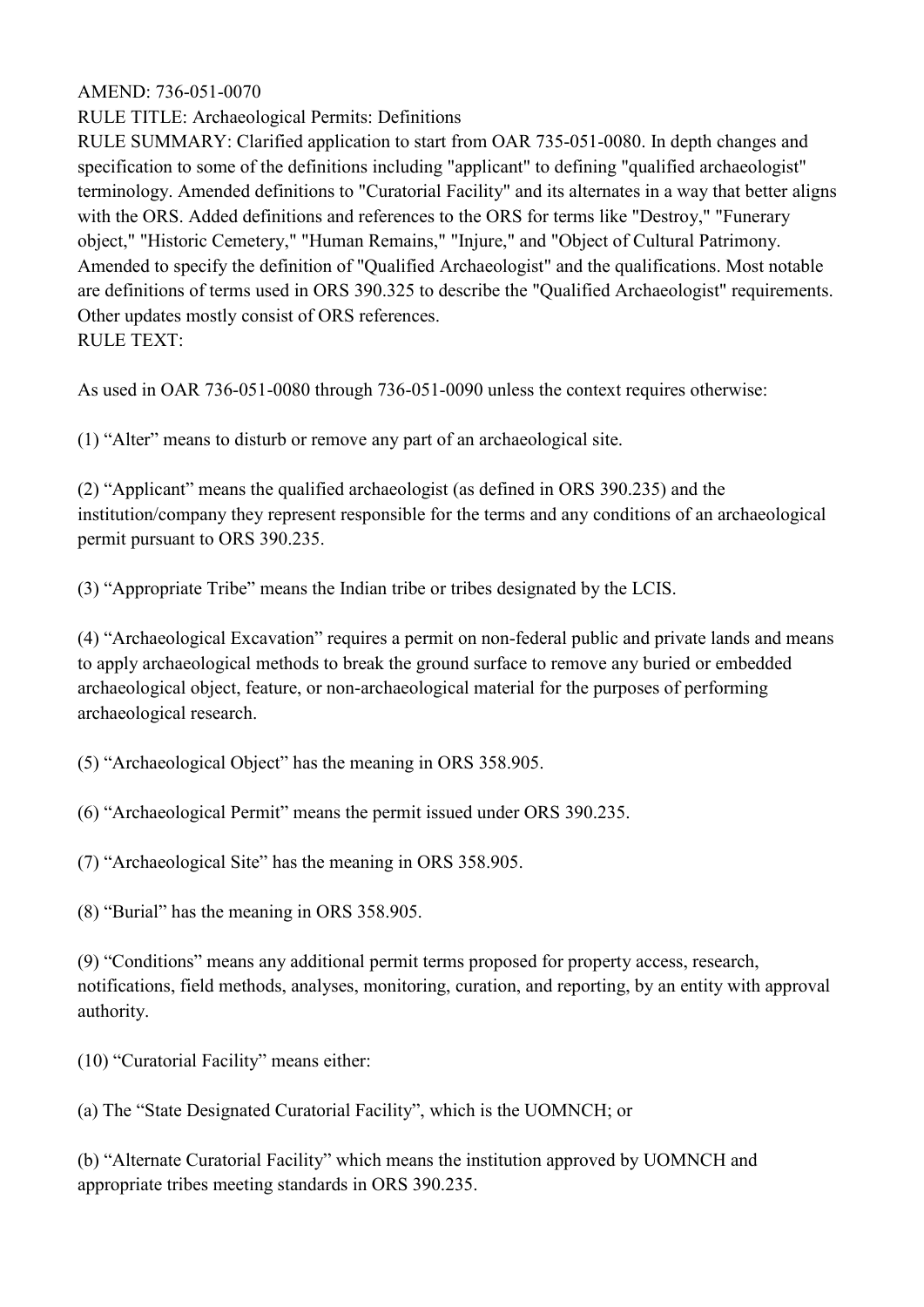AMEND: 736-051-0070

RULE TITLE: Archaeological Permits: Definitions

RULE SUMMARY: Clarified application to start from OAR 735-051-0080. In depth changes and specification to some of the definitions including "applicant" to defining "qualified archaeologist" terminology. Amended definitions to "Curatorial Facility" and its alternates in a way that better aligns with the ORS. Added definitions and references to the ORS for terms like "Destroy," "Funerary object," "Historic Cemetery," "Human Remains," "Injure," and "Object of Cultural Patrimony. Amended to specify the definition of "Qualified Archaeologist" and the qualifications. Most notable are definitions of terms used in ORS 390.325 to describe the "Qualified Archaeologist" requirements. Other updates mostly consist of ORS references.

RULE TEXT:

As used in OAR 736-051-0080 through 736-051-0090 unless the context requires otherwise:

(1) "Alter" means to disturb or remove any part of an archaeological site.

(2) "Applicant" means the qualified archaeologist (as defined in ORS 390.235) and the institution/company they represent responsible for the terms and any conditions of an archaeological permit pursuant to ORS 390.235.

(3) "Appropriate Tribe" means the Indian tribe or tribes designated by the LCIS.

(4) "Archaeological Excavation" requires a permit on non-federal public and private lands and means to apply archaeological methods to break the ground surface to remove any buried or embedded archaeological object, feature, or non-archaeological material for the purposes of performing archaeological research.

(5) "Archaeological Object" has the meaning in ORS 358.905.

(6) "Archaeological Permit" means the permit issued under ORS 390.235.

(7) "Archaeological Site" has the meaning in ORS 358.905.

(8) "Burial" has the meaning in ORS 358.905.

(9) "Conditions" means any additional permit terms proposed for property access, research, notifications, field methods, analyses, monitoring, curation, and reporting, by an entity with approval authority.

(10) "Curatorial Facility" means either:

(a) The "State Designated Curatorial Facility", which is the UOMNCH; or

(b) "Alternate Curatorial Facility" which means the institution approved by UOMNCH and appropriate tribes meeting standards in ORS 390.235.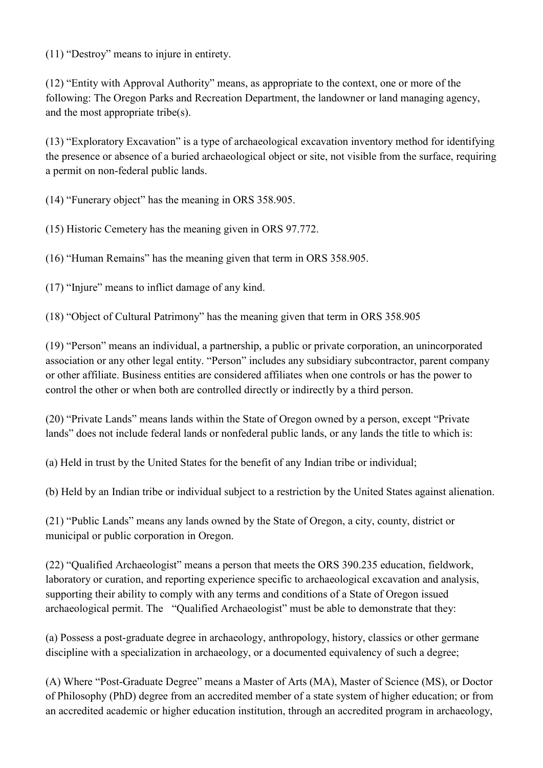(11) "Destroy" means to injure in entirety.

(12) "Entity with Approval Authority" means, as appropriate to the context, one or more of the following: The Oregon Parks and Recreation Department, the landowner or land managing agency, and the most appropriate tribe(s).

(13) "Exploratory Excavation" is a type of archaeological excavation inventory method for identifying the presence or absence of a buried archaeological object or site, not visible from the surface, requiring a permit on non-federal public lands.

(14) "Funerary object" has the meaning in ORS 358.905.

(15) Historic Cemetery has the meaning given in ORS 97.772.

(16) "Human Remains" has the meaning given that term in ORS 358.905.

(17) "Injure" means to inflict damage of any kind.

(18) "Object of Cultural Patrimony" has the meaning given that term in ORS 358.905

(19) "Person" means an individual, a partnership, a public or private corporation, an unincorporated association or any other legal entity. "Person" includes any subsidiary subcontractor, parent company or other affiliate. Business entities are considered affiliates when one controls or has the power to control the other or when both are controlled directly or indirectly by a third person.

(20) "Private Lands" means lands within the State of Oregon owned by a person, except "Private lands" does not include federal lands or nonfederal public lands, or any lands the title to which is:

(a) Held in trust by the United States for the benefit of any Indian tribe or individual;

(b) Held by an Indian tribe or individual subject to a restriction by the United States against alienation.

(21) "Public Lands" means any lands owned by the State of Oregon, a city, county, district or municipal or public corporation in Oregon.

(22) "Qualified Archaeologist" means a person that meets the ORS 390.235 education, fieldwork, laboratory or curation, and reporting experience specific to archaeological excavation and analysis, supporting their ability to comply with any terms and conditions of a State of Oregon issued archaeological permit. The "Qualified Archaeologist" must be able to demonstrate that they:

(a) Possess a post-graduate degree in archaeology, anthropology, history, classics or other germane discipline with a specialization in archaeology, or a documented equivalency of such a degree;

(A) Where "Post-Graduate Degree" means a Master of Arts (MA), Master of Science (MS), or Doctor of Philosophy (PhD) degree from an accredited member of a state system of higher education; or from an accredited academic or higher education institution, through an accredited program in archaeology,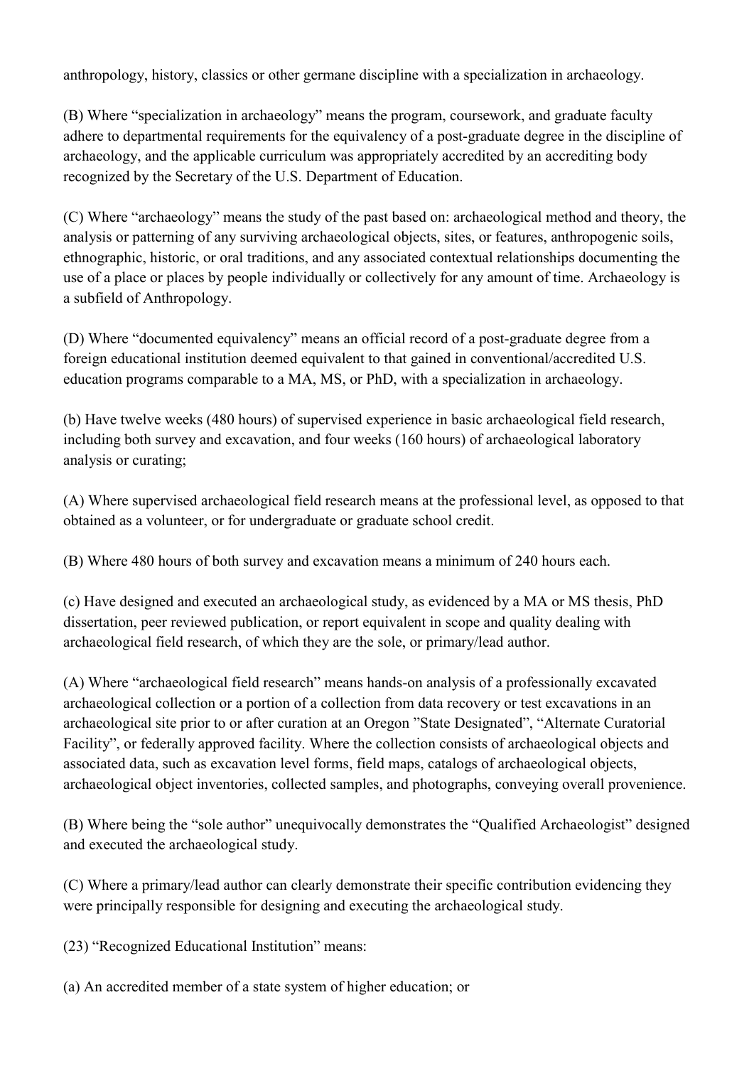anthropology, history, classics or other germane discipline with a specialization in archaeology.

(B) Where "specialization in archaeology" means the program, coursework, and graduate faculty adhere to departmental requirements for the equivalency of a post-graduate degree in the discipline of archaeology, and the applicable curriculum was appropriately accredited by an accrediting body recognized by the Secretary of the U.S. Department of Education.

(C) Where "archaeology" means the study of the past based on: archaeological method and theory, the analysis or patterning of any surviving archaeological objects, sites, or features, anthropogenic soils, ethnographic, historic, or oral traditions, and any associated contextual relationships documenting the use of a place or places by people individually or collectively for any amount of time. Archaeology is a subfield of Anthropology.

(D) Where "documented equivalency" means an official record of a post-graduate degree from a foreign educational institution deemed equivalent to that gained in conventional/accredited U.S. education programs comparable to a MA, MS, or PhD, with a specialization in archaeology.

(b) Have twelve weeks (480 hours) of supervised experience in basic archaeological field research, including both survey and excavation, and four weeks (160 hours) of archaeological laboratory analysis or curating;

(A) Where supervised archaeological field research means at the professional level, as opposed to that obtained as a volunteer, or for undergraduate or graduate school credit.

(B) Where 480 hours of both survey and excavation means a minimum of 240 hours each.

(c) Have designed and executed an archaeological study, as evidenced by a MA or MS thesis, PhD dissertation, peer reviewed publication, or report equivalent in scope and quality dealing with archaeological field research, of which they are the sole, or primary/lead author.

(A) Where "archaeological field research" means hands-on analysis of a professionally excavated archaeological collection or a portion of a collection from data recovery or test excavations in an archaeological site prior to or after curation at an Oregon "State Designated", "Alternate Curatorial Facility", or federally approved facility. Where the collection consists of archaeological objects and associated data, such as excavation level forms, field maps, catalogs of archaeological objects, archaeological object inventories, collected samples, and photographs, conveying overall provenience.

(B) Where being the "sole author" unequivocally demonstrates the "Qualified Archaeologist" designed and executed the archaeological study.

(C) Where a primary/lead author can clearly demonstrate their specific contribution evidencing they were principally responsible for designing and executing the archaeological study.

(23) "Recognized Educational Institution" means:

(a) An accredited member of a state system of higher education; or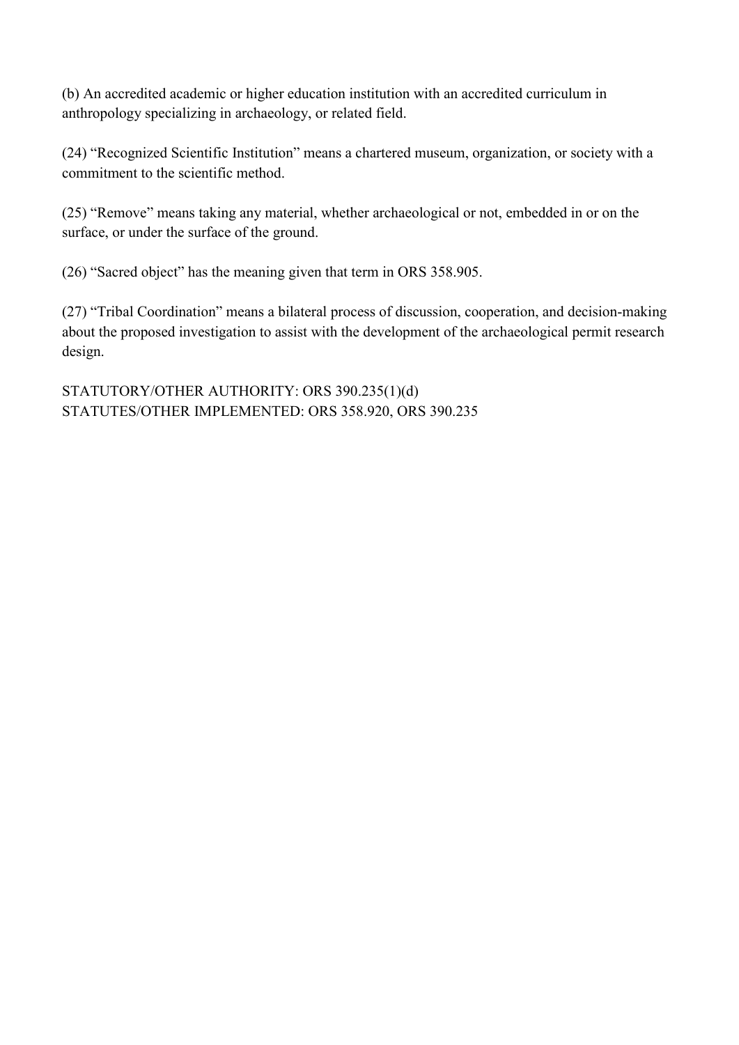(b) An accredited academic or higher education institution with an accredited curriculum in anthropology specializing in archaeology, or related field.

(24) “Recognized Scientific Institution” means a chartered museum, organization, or society with a commitment to the scientific method.

(25) “Remove” means taking any material, whether archaeological or not, embedded in or on the surface, or under the surface of the ground.

(26) “Sacred object” has the meaning given that term in ORS 358.905.

(27) “Tribal Coordination” means a bilateral process of discussion, cooperation, and decision-making about the proposed investigation to assist with the development of the archaeological permit research design.

STATUTORY/OTHER AUTHORITY: ORS 390.235(1)(d)
STATUTES/OTHER IMPLEMENTED: ORS 358.920, ORS 390.235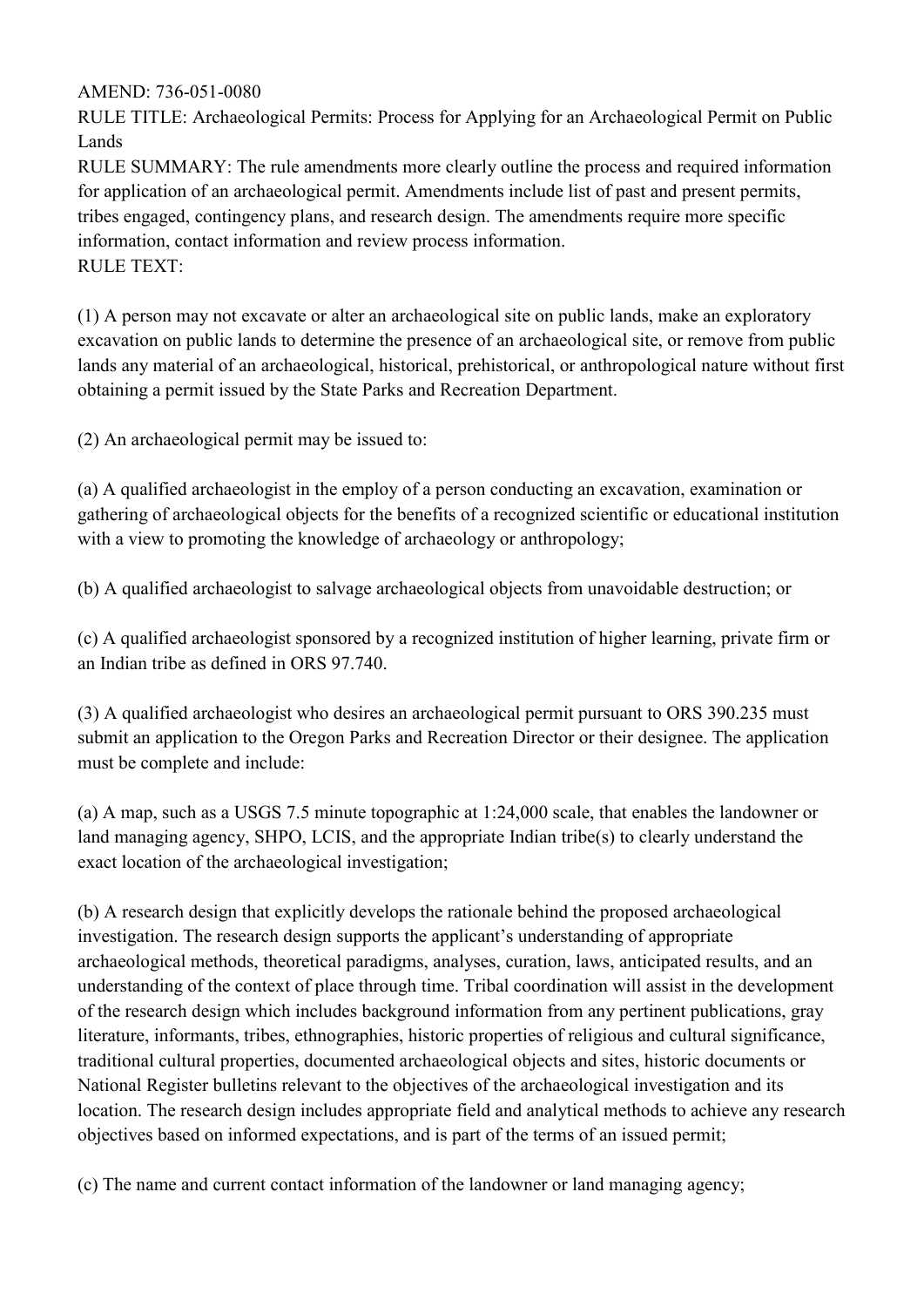AMEND: 736-051-0080

RULE TITLE: Archaeological Permits: Process for Applying for an Archaeological Permit on Public Lands

RULE SUMMARY: The rule amendments more clearly outline the process and required information for application of an archaeological permit. Amendments include list of past and present permits, tribes engaged, contingency plans, and research design. The amendments require more specific information, contact information and review process information.

RULE TEXT:

(1) A person may not excavate or alter an archaeological site on public lands, make an exploratory excavation on public lands to determine the presence of an archaeological site, or remove from public lands any material of an archaeological, historical, prehistorical, or anthropological nature without first obtaining a permit issued by the State Parks and Recreation Department.

(2) An archaeological permit may be issued to:

(a) A qualified archaeologist in the employ of a person conducting an excavation, examination or gathering of archaeological objects for the benefits of a recognized scientific or educational institution with a view to promoting the knowledge of archaeology or anthropology;

(b) A qualified archaeologist to salvage archaeological objects from unavoidable destruction; or

(c) A qualified archaeologist sponsored by a recognized institution of higher learning, private firm or an Indian tribe as defined in ORS 97.740.

(3) A qualified archaeologist who desires an archaeological permit pursuant to ORS 390.235 must submit an application to the Oregon Parks and Recreation Director or their designee. The application must be complete and include:

(a) A map, such as a USGS 7.5 minute topographic at 1:24,000 scale, that enables the landowner or land managing agency, SHPO, LCIS, and the appropriate Indian tribe(s) to clearly understand the exact location of the archaeological investigation;

(b) A research design that explicitly develops the rationale behind the proposed archaeological investigation. The research design supports the applicant's understanding of appropriate archaeological methods, theoretical paradigms, analyses, curation, laws, anticipated results, and an understanding of the context of place through time. Tribal coordination will assist in the development of the research design which includes background information from any pertinent publications, gray literature, informants, tribes, ethnographies, historic properties of religious and cultural significance, traditional cultural properties, documented archaeological objects and sites, historic documents or National Register bulletins relevant to the objectives of the archaeological investigation and its location. The research design includes appropriate field and analytical methods to achieve any research objectives based on informed expectations, and is part of the terms of an issued permit;

(c) The name and current contact information of the landowner or land managing agency;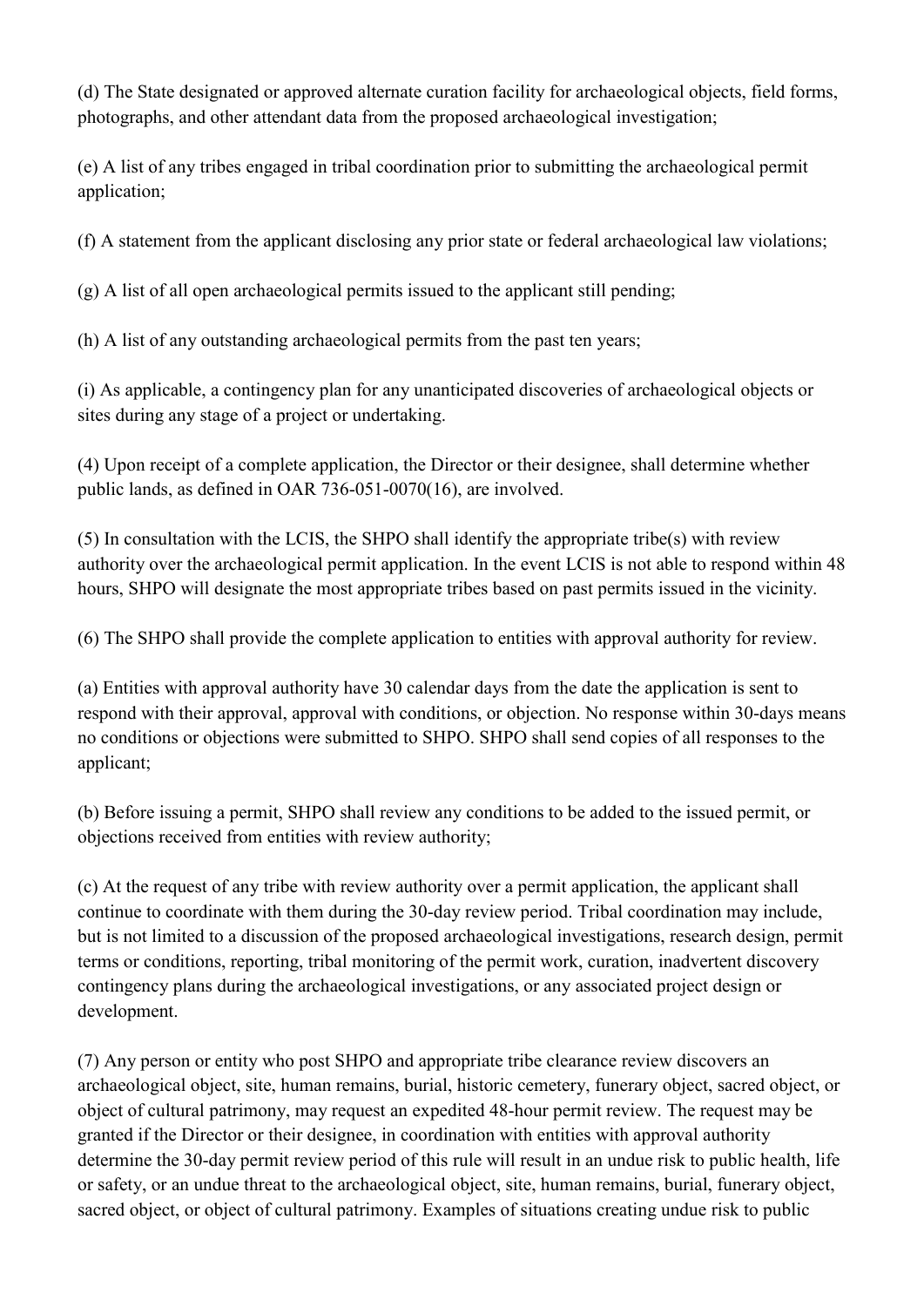(d) The State designated or approved alternate curation facility for archaeological objects, field forms, photographs, and other attendant data from the proposed archaeological investigation;

(e) A list of any tribes engaged in tribal coordination prior to submitting the archaeological permit application;

(f) A statement from the applicant disclosing any prior state or federal archaeological law violations;

(g) A list of all open archaeological permits issued to the applicant still pending;

(h) A list of any outstanding archaeological permits from the past ten years;

(i) As applicable, a contingency plan for any unanticipated discoveries of archaeological objects or sites during any stage of a project or undertaking.

(4) Upon receipt of a complete application, the Director or their designee, shall determine whether public lands, as defined in OAR 736-051-0070(16), are involved.

(5) In consultation with the LCIS, the SHPO shall identify the appropriate tribe(s) with review authority over the archaeological permit application. In the event LCIS is not able to respond within 48 hours, SHPO will designate the most appropriate tribes based on past permits issued in the vicinity.

(6) The SHPO shall provide the complete application to entities with approval authority for review.

(a) Entities with approval authority have 30 calendar days from the date the application is sent to respond with their approval, approval with conditions, or objection. No response within 30-days means no conditions or objections were submitted to SHPO. SHPO shall send copies of all responses to the applicant;

(b) Before issuing a permit, SHPO shall review any conditions to be added to the issued permit, or objections received from entities with review authority;

(c) At the request of any tribe with review authority over a permit application, the applicant shall continue to coordinate with them during the 30-day review period. Tribal coordination may include, but is not limited to a discussion of the proposed archaeological investigations, research design, permit terms or conditions, reporting, tribal monitoring of the permit work, curation, inadvertent discovery contingency plans during the archaeological investigations, or any associated project design or development.

(7) Any person or entity who post SHPO and appropriate tribe clearance review discovers an archaeological object, site, human remains, burial, historic cemetery, funerary object, sacred object, or object of cultural patrimony, may request an expedited 48-hour permit review. The request may be granted if the Director or their designee, in coordination with entities with approval authority determine the 30-day permit review period of this rule will result in an undue risk to public health, life or safety, or an undue threat to the archaeological object, site, human remains, burial, funerary object, sacred object, or object of cultural patrimony. Examples of situations creating undue risk to public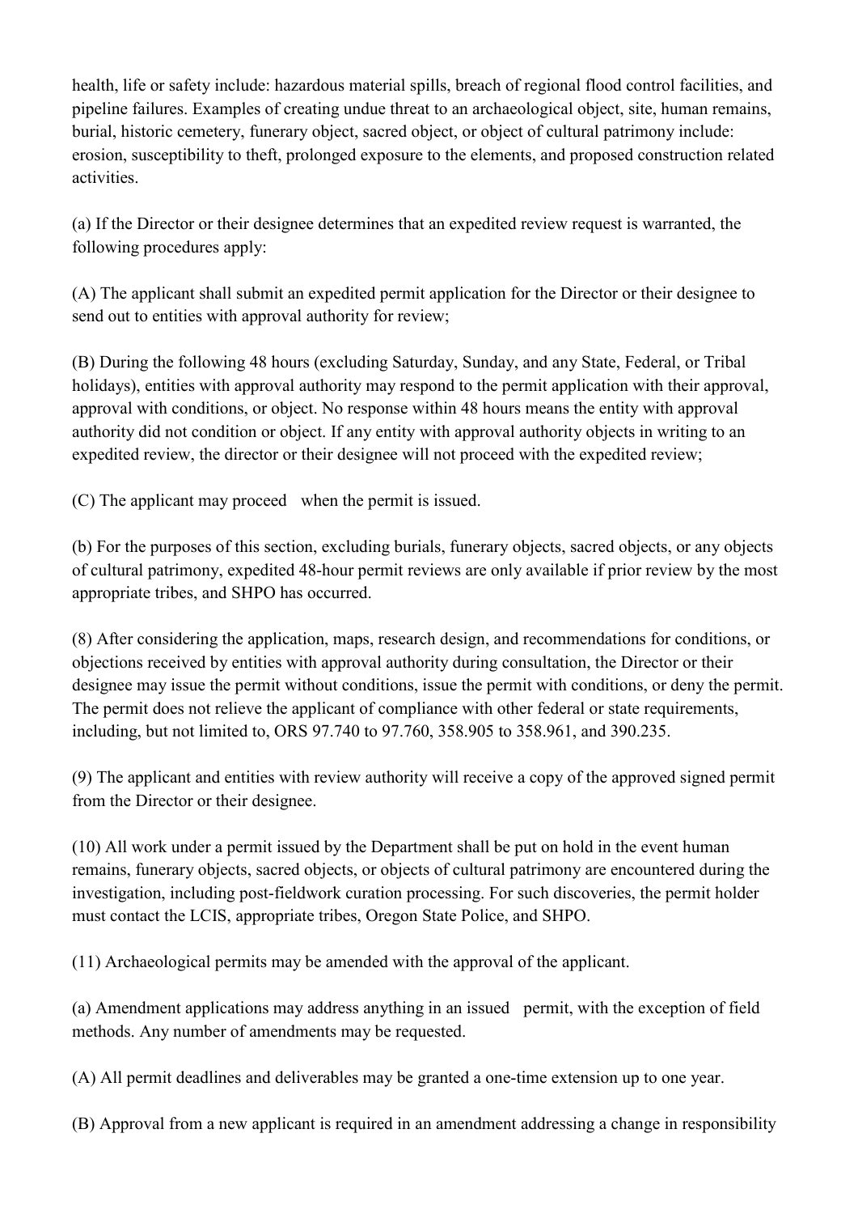health, life or safety include: hazardous material spills, breach of regional flood control facilities, and pipeline failures. Examples of creating undue threat to an archaeological object, site, human remains, burial, historic cemetery, funerary object, sacred object, or object of cultural patrimony include: erosion, susceptibility to theft, prolonged exposure to the elements, and proposed construction related activities.

(a) If the Director or their designee determines that an expedited review request is warranted, the following procedures apply:

(A) The applicant shall submit an expedited permit application for the Director or their designee to send out to entities with approval authority for review;

(B) During the following 48 hours (excluding Saturday, Sunday, and any State, Federal, or Tribal holidays), entities with approval authority may respond to the permit application with their approval, approval with conditions, or object. No response within 48 hours means the entity with approval authority did not condition or object. If any entity with approval authority objects in writing to an expedited review, the director or their designee will not proceed with the expedited review;

(C) The applicant may proceed when the permit is issued.

(b) For the purposes of this section, excluding burials, funerary objects, sacred objects, or any objects of cultural patrimony, expedited 48-hour permit reviews are only available if prior review by the most appropriate tribes, and SHPO has occurred.

(8) After considering the application, maps, research design, and recommendations for conditions, or objections received by entities with approval authority during consultation, the Director or their designee may issue the permit without conditions, issue the permit with conditions, or deny the permit. The permit does not relieve the applicant of compliance with other federal or state requirements, including, but not limited to, ORS 97.740 to 97.760, 358.905 to 358.961, and 390.235.

(9) The applicant and entities with review authority will receive a copy of the approved signed permit from the Director or their designee.

(10) All work under a permit issued by the Department shall be put on hold in the event human remains, funerary objects, sacred objects, or objects of cultural patrimony are encountered during the investigation, including post-fieldwork curation processing. For such discoveries, the permit holder must contact the LCIS, appropriate tribes, Oregon State Police, and SHPO.

(11) Archaeological permits may be amended with the approval of the applicant.

(a) Amendment applications may address anything in an issued permit, with the exception of field methods. Any number of amendments may be requested.

(A) All permit deadlines and deliverables may be granted a one-time extension up to one year.

(B) Approval from a new applicant is required in an amendment addressing a change in responsibility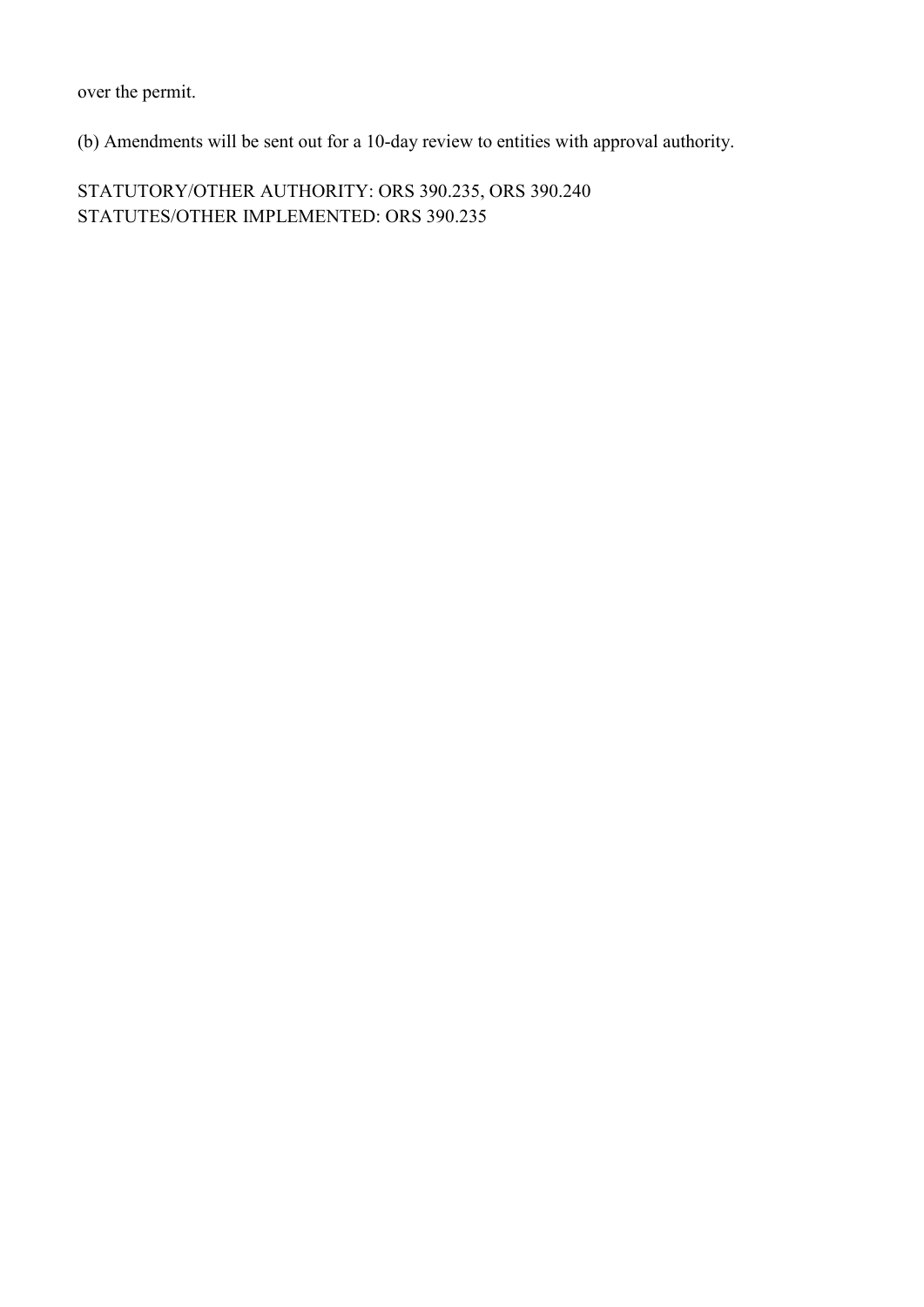over the permit.

(b) Amendments will be sent out for a 10-day review to entities with approval authority.

STATUTORY/OTHER AUTHORITY: ORS 390.235, ORS 390.240
STATUTES/OTHER IMPLEMENTED: ORS 390.235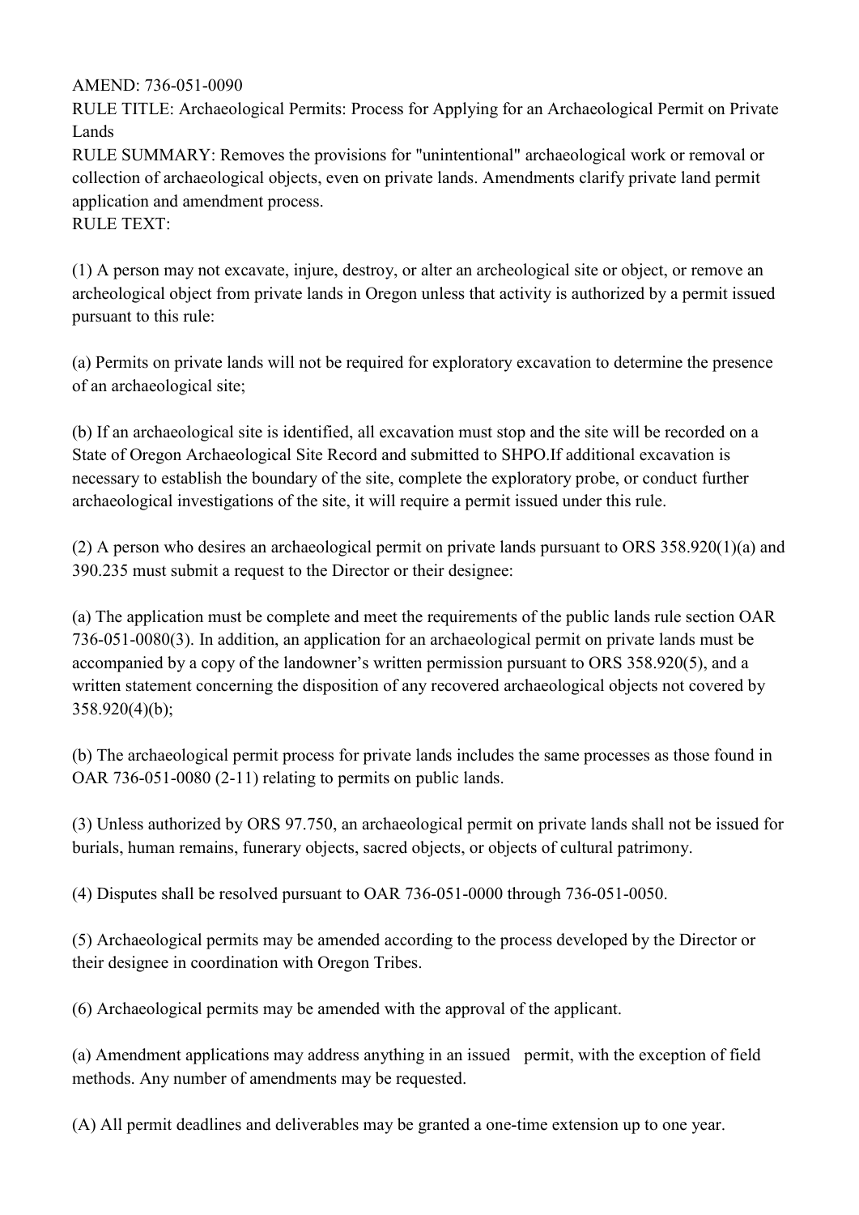AMEND: 736-051-0090

RULE TITLE: Archaeological Permits: Process for Applying for an Archaeological Permit on Private Lands

RULE SUMMARY: Removes the provisions for "unintentional" archaeological work or removal or collection of archaeological objects, even on private lands. Amendments clarify private land permit application and amendment process.

RULE TEXT:

(1) A person may not excavate, injure, destroy, or alter an archeological site or object, or remove an archeological object from private lands in Oregon unless that activity is authorized by a permit issued pursuant to this rule:

(a) Permits on private lands will not be required for exploratory excavation to determine the presence of an archaeological site;

(b) If an archaeological site is identified, all excavation must stop and the site will be recorded on a State of Oregon Archaeological Site Record and submitted to SHPO.If additional excavation is necessary to establish the boundary of the site, complete the exploratory probe, or conduct further archaeological investigations of the site, it will require a permit issued under this rule.

(2) A person who desires an archaeological permit on private lands pursuant to ORS 358.920(1)(a) and 390.235 must submit a request to the Director or their designee:

(a) The application must be complete and meet the requirements of the public lands rule section OAR 736-051-0080(3). In addition, an application for an archaeological permit on private lands must be accompanied by a copy of the landowner's written permission pursuant to ORS 358.920(5), and a written statement concerning the disposition of any recovered archaeological objects not covered by 358.920(4)(b);

(b) The archaeological permit process for private lands includes the same processes as those found in OAR 736-051-0080 (2-11) relating to permits on public lands.

(3) Unless authorized by ORS 97.750, an archaeological permit on private lands shall not be issued for burials, human remains, funerary objects, sacred objects, or objects of cultural patrimony.

(4) Disputes shall be resolved pursuant to OAR 736-051-0000 through 736-051-0050.

(5) Archaeological permits may be amended according to the process developed by the Director or their designee in coordination with Oregon Tribes.

(6) Archaeological permits may be amended with the approval of the applicant.

(a) Amendment applications may address anything in an issued permit, with the exception of field methods. Any number of amendments may be requested.

(A) All permit deadlines and deliverables may be granted a one-time extension up to one year.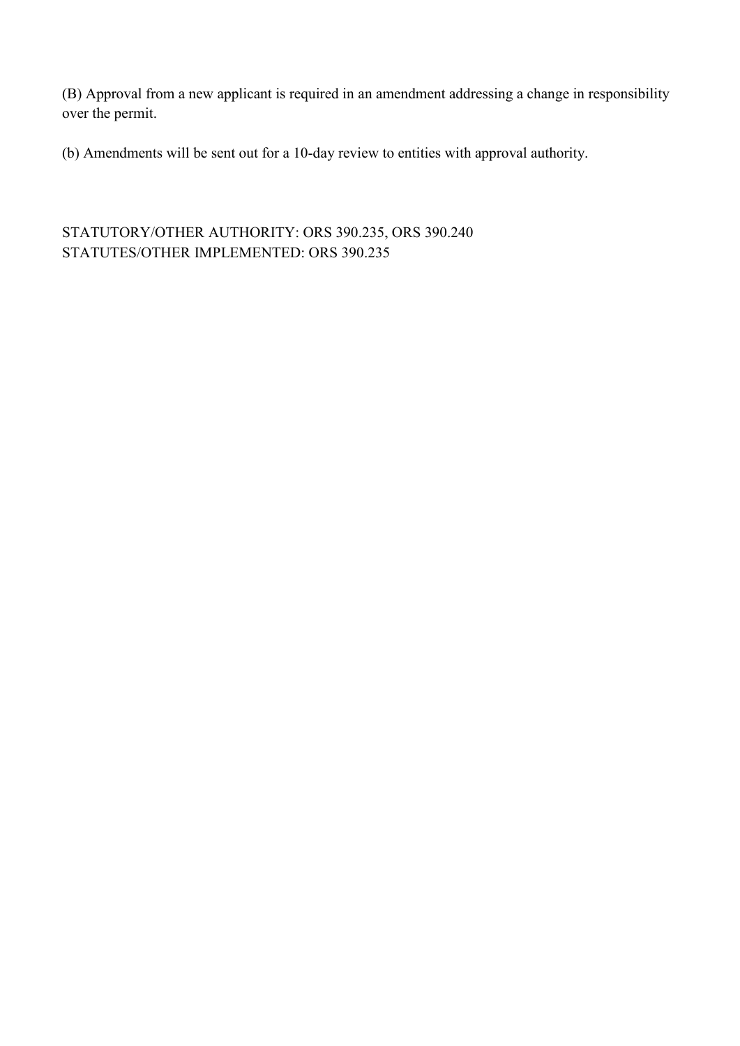(B) Approval from a new applicant is required in an amendment addressing a change in responsibility over the permit.

(b) Amendments will be sent out for a 10-day review to entities with approval authority.

STATUTORY/OTHER AUTHORITY: ORS 390.235, ORS 390.240
STATUTES/OTHER IMPLEMENTED: ORS 390.235